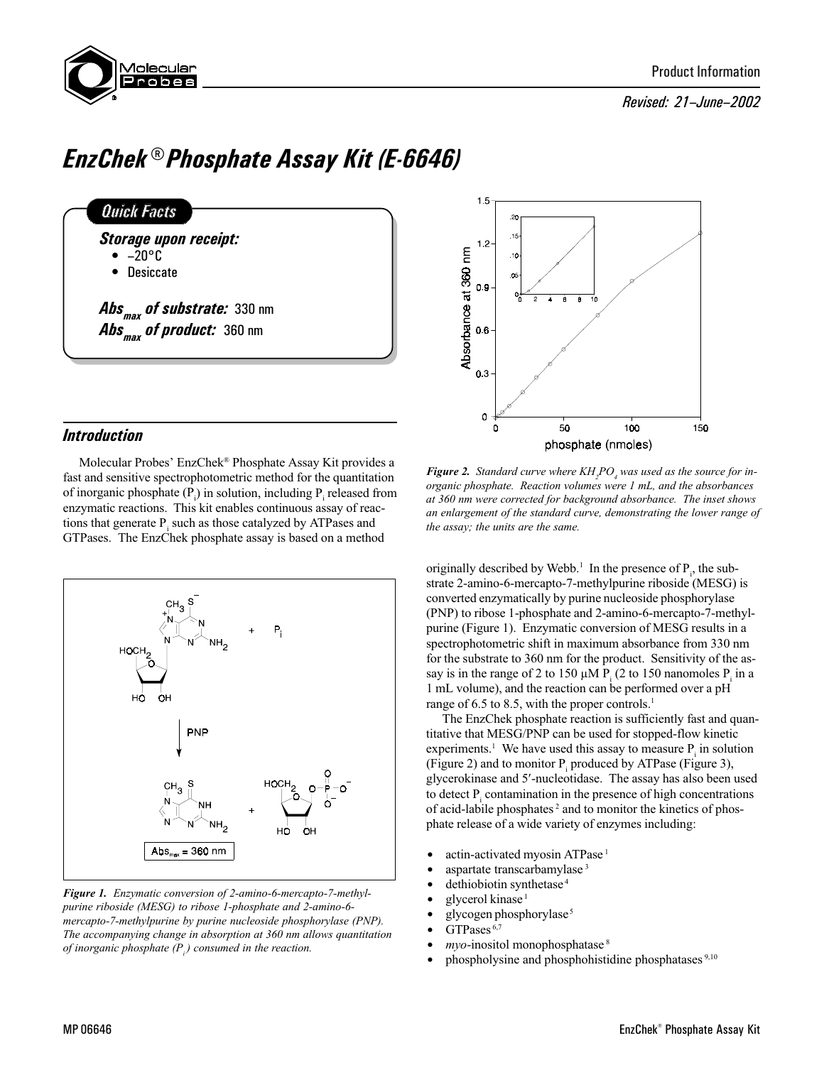Product Information

*Revised: 21–June–2002*

# *EnzChek® Phosphate Assay Kit (E-6646)*

## *Quick Facts*

***Storage upon receipt:***

- –20°C
- Desiccate

***Abs$_{max}$ of substrate:*** 330 nm

***Abs$_{max}$ of product:*** 360 nm

*Figure 2. Standard curve where $KH_2PO_4$ was used as the source for inorganic phosphate. Reaction volumes were 1 mL, and the absorbances at 360 nm were corrected for background absorbance. The inset shows an enlargement of the standard curve, demonstrating the lower range of the assay; the units are the same.*

## *Introduction*

Molecular Probes' EnzChek® Phosphate Assay Kit provides a fast and sensitive spectrophotometric method for the quantitation of inorganic phosphate ($P_i$) in solution, including $P_i$ released from enzymatic reactions. This kit enables continuous assay of reactions that generate $P_i$ such as those catalyzed by ATPases and GTPases. The EnzChek phosphate assay is based on a method originally described by Webb.[1] In the presence of $P_i$, the substrate 2-amino-6-mercapto-7-methylpurine riboside (MESG) is converted enzymatically by purine nucleoside phosphorylase (PNP) to ribose 1-phosphate and 2-amino-6-mercapto-7-methylpurine (Figure 1). Enzymatic conversion of MESG results in a spectrophotometric shift in maximum absorbance from 330 nm for the substrate to 360 nm for the product. Sensitivity of the assay is in the range of 2 to 150 µM $P_i$ (2 to 150 nanomoles $P_i$ in a 1 mL volume), and the reaction can be performed over a pH range of 6.5 to 8.5, with the proper controls.[1]

*Figure 1. Enzymatic conversion of 2-amino-6-mercapto-7-methylpurine riboside (MESG) to ribose 1-phosphate and 2-amino-6-mercapto-7-methylpurine by purine nucleoside phosphorylase (PNP). The accompanying change in absorption at 360 nm allows quantitation of inorganic phosphate ($P_i$) consumed in the reaction.*

The EnzChek phosphate reaction is sufficiently fast and quantitative that MESG/PNP can be used for stopped-flow kinetic experiments.[1] We have used this assay to measure $P_i$ in solution (Figure 2) and to monitor $P_i$ produced by ATPase (Figure 3), glycerokinase and 5′-nucleotidase. The assay has also been used to detect $P_i$ contamination in the presence of high concentrations of acid-labile phosphates[2] and to monitor the kinetics of phosphate release of a wide variety of enzymes including:

- actin-activated myosin ATPase[1]
- aspartate transcarbamylase[3]
- dethiobiotin synthetase[4]
- glycerol kinase[1]
- glycogen phosphorylase[5]
- GTPases[6,7]
- *myo*-inositol monophosphatase[8]
- phospholysine and phosphohistidine phosphatases[9,10]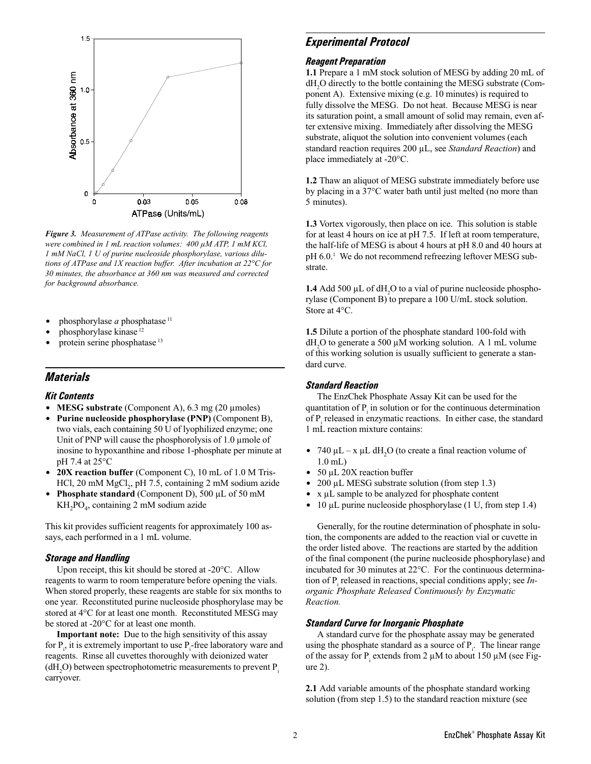*Figure 3. Measurement of ATPase activity. The following reagents were combined in 1 mL reaction volumes: 400 µM ATP, 1 mM KCl, 1 mM NaCl, 1 U of purine nucleoside phosphorylase, various dilutions of ATPase and 1X reaction buffer. After incubation at 22°C for 30 minutes, the absorbance at 360 nm was measured and corrected for background absorbance.*

- phosphorylase *a* phosphatase [11]
- phosphorylase kinase [12]
- protein serine phosphatase [13]

## Materials

### Kit Contents

- **MESG substrate** (Component A), 6.3 mg (20 µmoles)
- **Purine nucleoside phosphorylase (PNP)** (Component B), two vials, each containing 50 U of lyophilized enzyme; one Unit of PNP will cause the phosphorolysis of 1.0 µmole of inosine to hypoxanthine and ribose 1-phosphate per minute at pH 7.4 at 25°C
- **20X reaction buffer** (Component C), 10 mL of 1.0 M Tris-HCl, 20 mM $MgCl_2$, pH 7.5, containing 2 mM sodium azide
- **Phosphate standard** (Component D), 500 µL of 50 mM $KH_2PO_4$, containing 2 mM sodium azide

This kit provides sufficient reagents for approximately 100 assays, each performed in a 1 mL volume.

### Storage and Handling

Upon receipt, this kit should be stored at -20°C. Allow reagents to warm to room temperature before opening the vials. When stored properly, these reagents are stable for six months to one year. Reconstituted purine nucleoside phosphorylase may be stored at 4°C for at least one month. Reconstituted MESG may be stored at -20°C for at least one month.

**Important note:** Due to the high sensitivity of this assay for $P_i$, it is extremely important to use $P_i$-free laboratory ware and reagents. Rinse all cuvettes thoroughly with deionized water ($dH_2O$) between spectrophotometric measurements to prevent $P_i$ carryover.

## Experimental Protocol

### Reagent Preparation

**1.1** Prepare a 1 mM stock solution of MESG by adding 20 mL of $dH_2O$ directly to the bottle containing the MESG substrate (Component A). Extensive mixing (e.g. 10 minutes) is required to fully dissolve the MESG. Do not heat. Because MESG is near its saturation point, a small amount of solid may remain, even after extensive mixing. Immediately after dissolving the MESG substrate, aliquot the solution into convenient volumes (each standard reaction requires 200 µL, see *Standard Reaction*) and place immediately at -20°C.

**1.2** Thaw an aliquot of MESG substrate immediately before use by placing in a 37°C water bath until just melted (no more than 5 minutes).

**1.3** Vortex vigorously, then place on ice. This solution is stable for at least 4 hours on ice at pH 7.5. If left at room temperature, the half-life of MESG is about 4 hours at pH 8.0 and 40 hours at pH 6.0.[1] We do not recommend refreezing leftover MESG substrate.

**1.4** Add 500 µL of $dH_2O$ to a vial of purine nucleoside phosphorylase (Component B) to prepare a 100 U/mL stock solution. Store at 4°C.

**1.5** Dilute a portion of the phosphate standard 100-fold with $dH_2O$ to generate a 500 µM working solution. A 1 mL volume of this working solution is usually sufficient to generate a standard curve.

### Standard Reaction

The EnzChek Phosphate Assay Kit can be used for the quantitation of $P_i$ in solution or for the continuous determination of $P_i$ released in enzymatic reactions. In either case, the standard 1 mL reaction mixture contains:

- 740 µL – x µL $dH_2O$ (to create a final reaction volume of 1.0 mL)
- 50 µL 20X reaction buffer
- 200 µL MESG substrate solution (from step 1.3)
- x µL sample to be analyzed for phosphate content
- 10 µL purine nucleoside phosphorylase (1 U, from step 1.4)

Generally, for the routine determination of phosphate in solution, the components are added to the reaction vial or cuvette in the order listed above. The reactions are started by the addition of the final component (the purine nucleoside phosphorylase) and incubated for 30 minutes at 22°C. For the continuous determination of $P_i$ released in reactions, special conditions apply; see *Inorganic Phosphate Released Continuously by Enzymatic Reaction.*

### Standard Curve for Inorganic Phosphate

A standard curve for the phosphate assay may be generated using the phosphate standard as a source of $P_i$. The linear range of the assay for $P_i$ extends from 2 µM to about 150 µM (see Figure 2).

**2.1** Add variable amounts of the phosphate standard working solution (from step 1.5) to the standard reaction mixture (see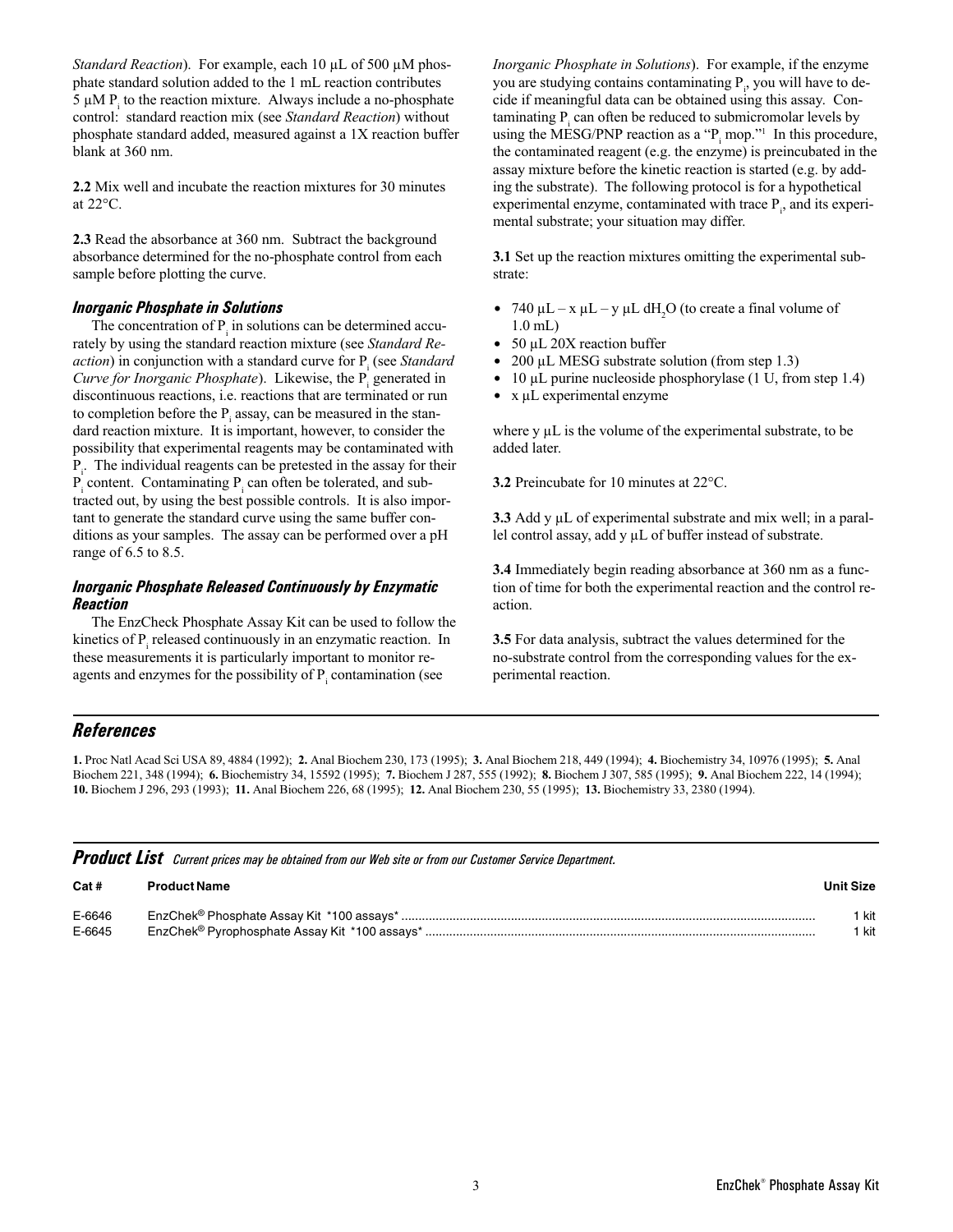*Standard Reaction*). For example, each 10 µL of 500 µM phosphate standard solution added to the 1 mL reaction contributes 5 µM $P_i$ to the reaction mixture. Always include a no-phosphate control: standard reaction mix (see *Standard Reaction*) without phosphate standard added, measured against a 1X reaction buffer blank at 360 nm.

**2.2** Mix well and incubate the reaction mixtures for 30 minutes at 22°C.

**2.3** Read the absorbance at 360 nm. Subtract the background absorbance determined for the no-phosphate control from each sample before plotting the curve.

### *Inorganic Phosphate in Solutions*

The concentration of $P_i$ in solutions can be determined accurately by using the standard reaction mixture (see *Standard Reaction*) in conjunction with a standard curve for $P_i$ (see *Standard Curve for Inorganic Phosphate*). Likewise, the $P_i$ generated in discontinuous reactions, i.e. reactions that are terminated or run to completion before the $P_i$ assay, can be measured in the standard reaction mixture. It is important, however, to consider the possibility that experimental reagents may be contaminated with $P_i$. The individual reagents can be pretested in the assay for their $P_i$ content. Contaminating $P_i$ can often be tolerated, and subtracted out, by using the best possible controls. It is also important to generate the standard curve using the same buffer conditions as your samples. The assay can be performed over a pH range of 6.5 to 8.5.

### *Inorganic Phosphate Released Continuously by Enzymatic Reaction*

The EnzCheck Phosphate Assay Kit can be used to follow the kinetics of $P_i$ released continuously in an enzymatic reaction. In these measurements it is particularly important to monitor reagents and enzymes for the possibility of $P_i$ contamination (see *Inorganic Phosphate in Solutions*). For example, if the enzyme you are studying contains contaminating $P_i$, you will have to decide if meaningful data can be obtained using this assay. Contaminating $P_i$ can often be reduced to submicromolar levels by using the MESG/PNP reaction as a "$P_i$ mop."[1] In this procedure, the contaminated reagent (e.g. the enzyme) is preincubated in the assay mixture before the kinetic reaction is started (e.g. by adding the substrate). The following protocol is for a hypothetical experimental enzyme, contaminated with trace $P_i$, and its experimental substrate; your situation may differ.

**3.1** Set up the reaction mixtures omitting the experimental substrate:

- 740 µL – x µL – y µL $dH_2O$ (to create a final volume of 1.0 mL)
- 50 µL 20X reaction buffer
- 200 µL MESG substrate solution (from step 1.3)
- 10 µL purine nucleoside phosphorylase (1 U, from step 1.4)
- x µL experimental enzyme

where y µL is the volume of the experimental substrate, to be added later.

**3.2** Preincubate for 10 minutes at 22°C.

**3.3** Add y µL of experimental substrate and mix well; in a parallel control assay, add y µL of buffer instead of substrate.

**3.4** Immediately begin reading absorbance at 360 nm as a function of time for both the experimental reaction and the control reaction.

**3.5** For data analysis, subtract the values determined for the no-substrate control from the corresponding values for the experimental reaction.

## *References*

**1.** Proc Natl Acad Sci USA 89, 4884 (1992); **2.** Anal Biochem 230, 173 (1995); **3.** Anal Biochem 218, 449 (1994); **4.** Biochemistry 34, 10976 (1995); **5.** Anal Biochem 221, 348 (1994); **6.** Biochemistry 34, 15592 (1995); **7.** Biochem J 287, 555 (1992); **8.** Biochem J 307, 585 (1995); **9.** Anal Biochem 222, 14 (1994); **10.** Biochem J 296, 293 (1993); **11.** Anal Biochem 226, 68 (1995); **12.** Anal Biochem 230, 55 (1995); **13.** Biochemistry 33, 2380 (1994).

## *Product List* *Current prices may be obtained from our Web site or from our Customer Service Department.*

| Cat # | Product Name | Unit Size |
|---|---|---|
| E-6646 | EnzChek® Phosphate Assay Kit *100 assays* | 1 kit |
| E-6645 | EnzChek® Pyrophosphate Assay Kit *100 assays* | 1 kit |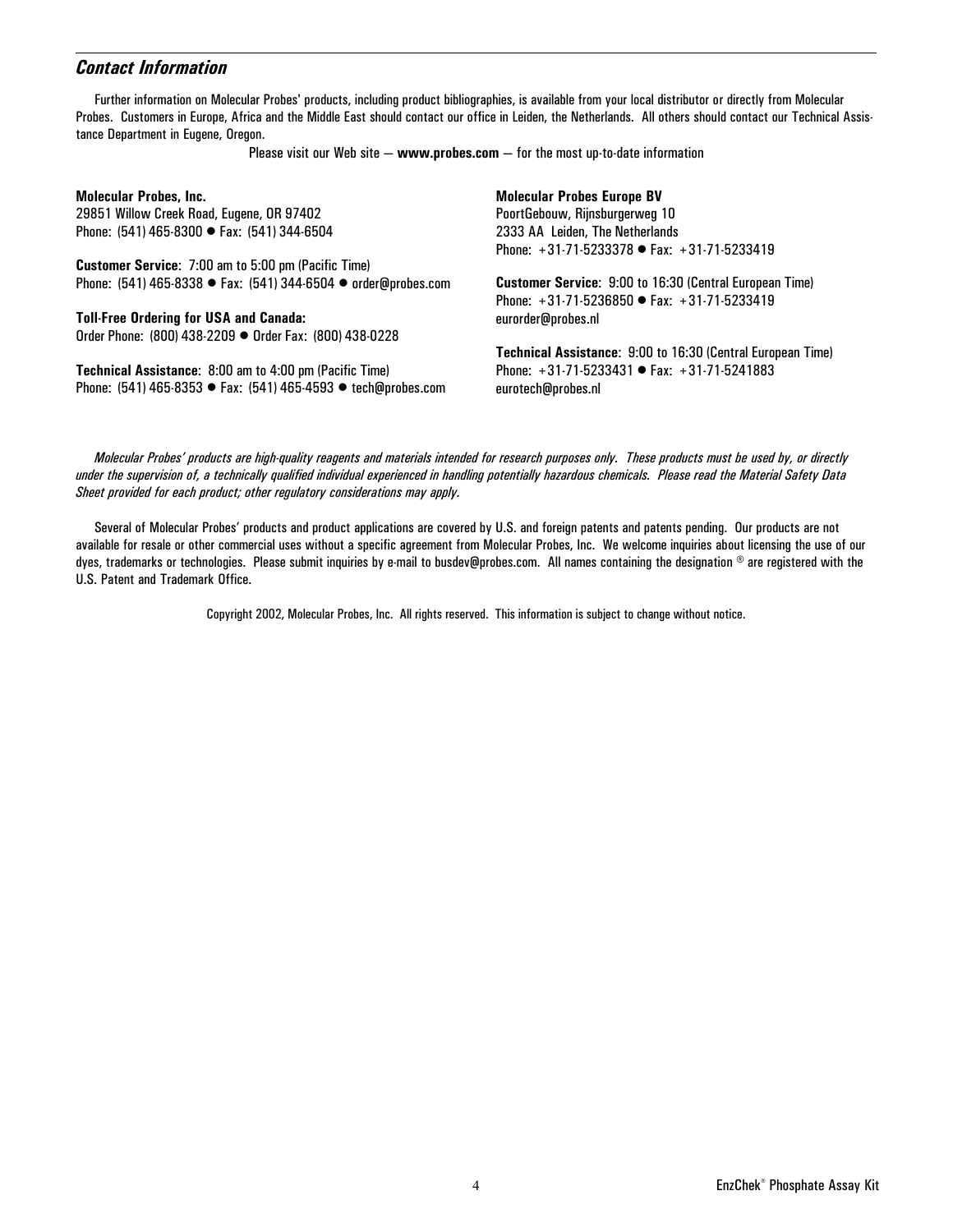## *Contact Information*

Further information on Molecular Probes' products, including product bibliographies, is available from your local distributor or directly from Molecular Probes. Customers in Europe, Africa and the Middle East should contact our office in Leiden, the Netherlands. All others should contact our Technical Assistance Department in Eugene, Oregon.

Please visit our Web site — **www.probes.com** — for the most up-to-date information

**Molecular Probes, Inc.**
29851 Willow Creek Road, Eugene, OR 97402
Phone: (541) 465-8300 ● Fax: (541) 344-6504

**Customer Service**: 7:00 am to 5:00 pm (Pacific Time)
Phone: (541) 465-8338 ● Fax: (541) 344-6504 ● order@probes.com

**Toll-Free Ordering for USA and Canada:**
Order Phone: (800) 438-2209 ● Order Fax: (800) 438-0228

**Technical Assistance**: 8:00 am to 4:00 pm (Pacific Time)
Phone: (541) 465-8353 ● Fax: (541) 465-4593 ● tech@probes.com

**Molecular Probes Europe BV**
PoortGebouw, Rijnsburgerweg 10
2333 AA Leiden, The Netherlands
Phone: +31-71-5233378 ● Fax: +31-71-5233419

**Customer Service**: 9:00 to 16:30 (Central European Time)
Phone: +31-71-5236850 ● Fax: +31-71-5233419
eurorder@probes.nl

**Technical Assistance**: 9:00 to 16:30 (Central European Time)
Phone: +31-71-5233431 ● Fax: +31-71-5241883
eurotech@probes.nl

*Molecular Probes' products are high-quality reagents and materials intended for research purposes only. These products must be used by, or directly under the supervision of, a technically qualified individual experienced in handling potentially hazardous chemicals. Please read the Material Safety Data Sheet provided for each product; other regulatory considerations may apply.*

Several of Molecular Probes' products and product applications are covered by U.S. and foreign patents and patents pending. Our products are not available for resale or other commercial uses without a specific agreement from Molecular Probes, Inc. We welcome inquiries about licensing the use of our dyes, trademarks or technologies. Please submit inquiries by e-mail to busdev@probes.com. All names containing the designation ® are registered with the U.S. Patent and Trademark Office.

Copyright 2002, Molecular Probes, Inc. All rights reserved. This information is subject to change without notice.